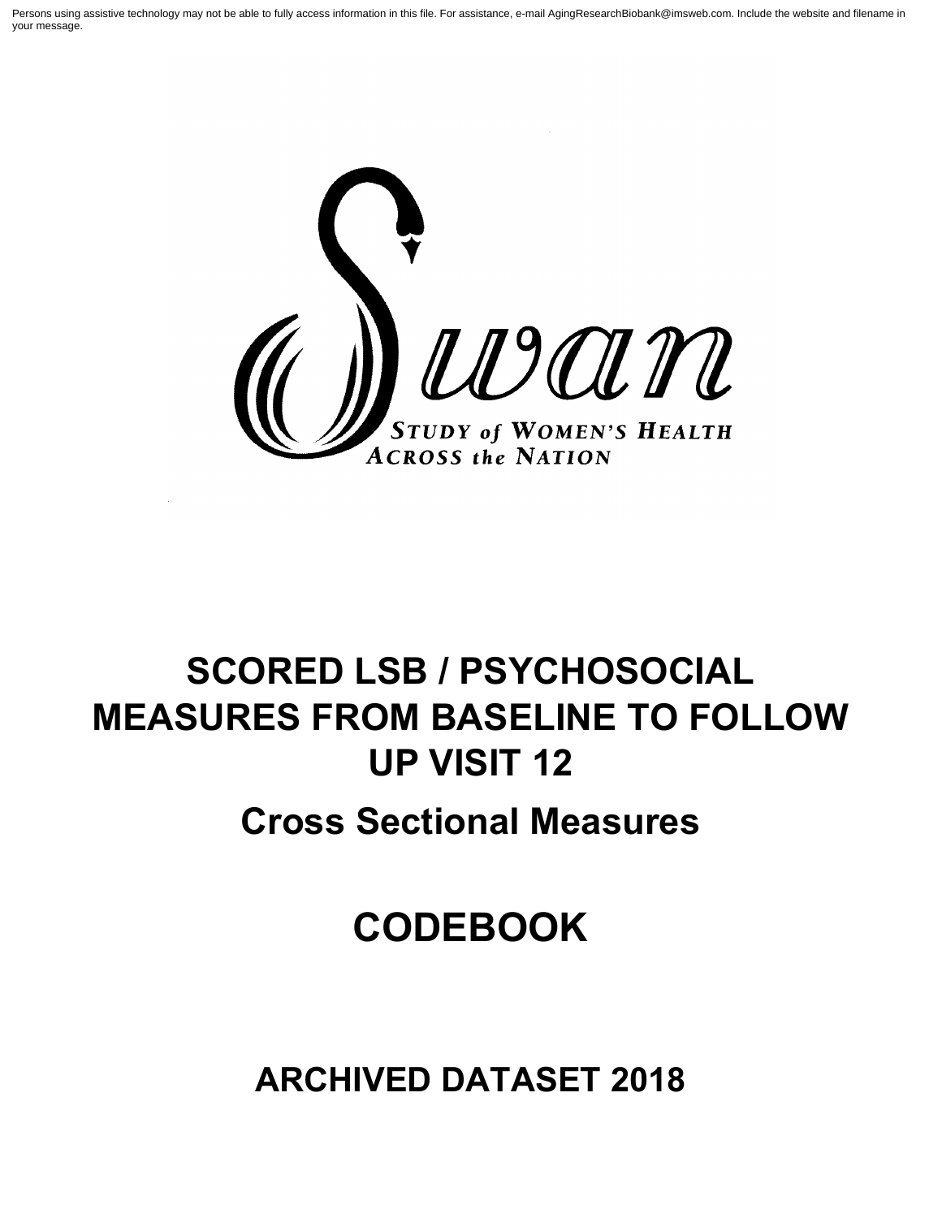Persons using assistive technology may not be able to fully access information in this file. For assistance, e-mail AgingResearchBiobank@imsweb.com. Include the website and filename in your message.

Swan

STUDY of WOMEN'S HEALTH ACROSS the NATION

# SCORED LSB / PSYCHOSOCIAL MEASURES FROM BASELINE TO FOLLOW UP VISIT 12

## Cross Sectional Measures

# CODEBOOK

## ARCHIVED DATASET 2018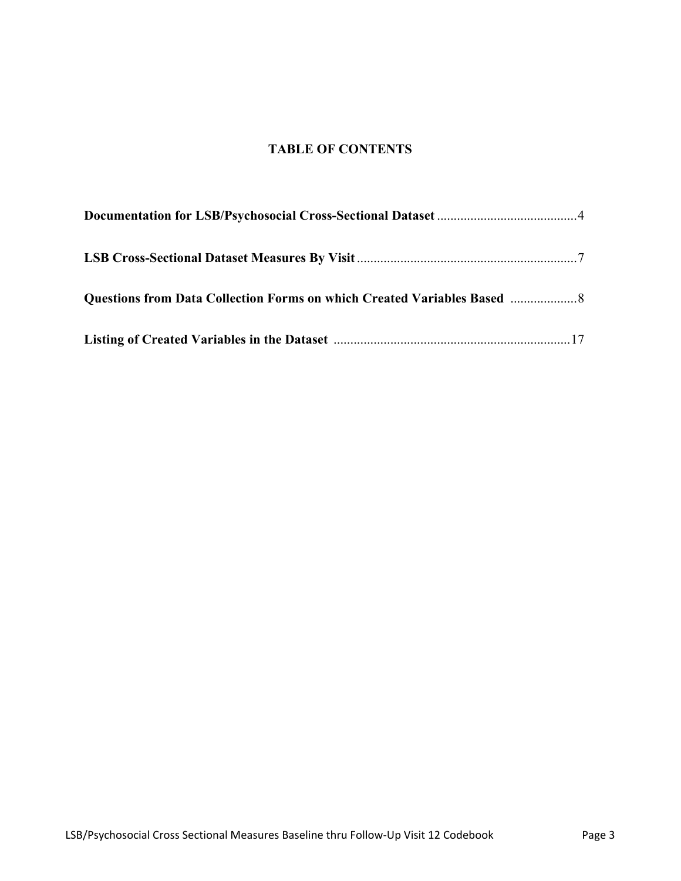# TABLE OF CONTENTS

**Documentation for LSB/Psychosocial Cross-Sectional Dataset** ..........................................4

**LSB Cross-Sectional Dataset Measures By Visit** ..................................................................7

**Questions from Data Collection Forms on which Created Variables Based** ....................8

**Listing of Created Variables in the Dataset** .......................................................................17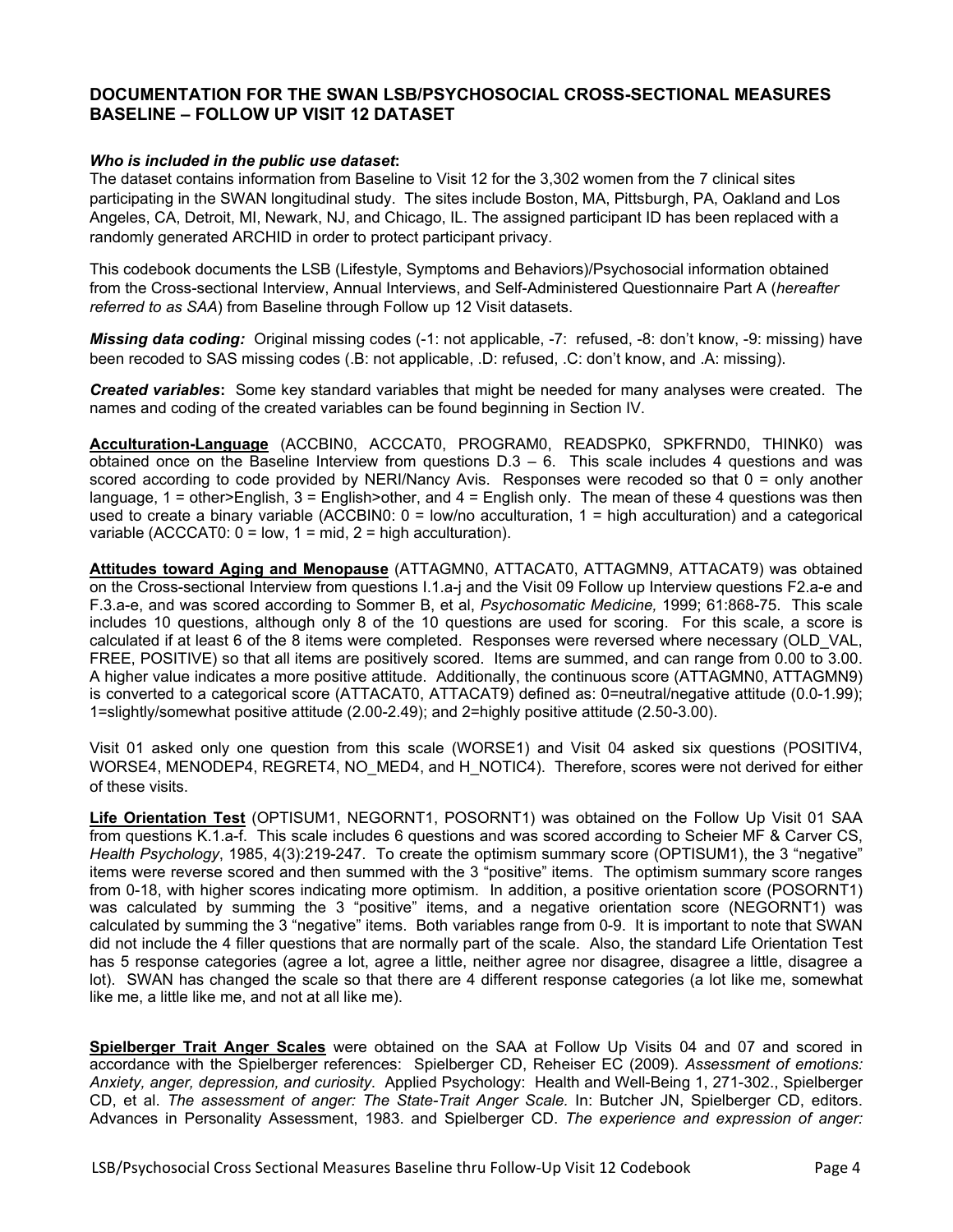## DOCUMENTATION FOR THE SWAN LSB/PSYCHOSOCIAL CROSS-SECTIONAL MEASURES BASELINE – FOLLOW UP VISIT 12 DATASET

***Who is included in the public use dataset*:**
The dataset contains information from Baseline to Visit 12 for the 3,302 women from the 7 clinical sites participating in the SWAN longitudinal study. The sites include Boston, MA, Pittsburgh, PA, Oakland and Los Angeles, CA, Detroit, MI, Newark, NJ, and Chicago, IL. The assigned participant ID has been replaced with a randomly generated ARCHID in order to protect participant privacy.

This codebook documents the LSB (Lifestyle, Symptoms and Behaviors)/Psychosocial information obtained from the Cross-sectional Interview, Annual Interviews, and Self-Administered Questionnaire Part A (*hereafter referred to as SAA*) from Baseline through Follow up 12 Visit datasets.

***Missing data coding:*** Original missing codes (-1: not applicable, -7: refused, -8: don't know, -9: missing) have been recoded to SAS missing codes (.B: not applicable, .D: refused, .C: don't know, and .A: missing).

***Created variables*:** Some key standard variables that might be needed for many analyses were created. The names and coding of the created variables can be found beginning in Section IV.

**Acculturation-Language** (ACCBIN0, ACCCAT0, PROGRAM0, READSPK0, SPKFRND0, THINK0) was obtained once on the Baseline Interview from questions D.3 – 6. This scale includes 4 questions and was scored according to code provided by NERI/Nancy Avis. Responses were recoded so that 0 = only another language, 1 = other>English, 3 = English>other, and 4 = English only. The mean of these 4 questions was then used to create a binary variable (ACCBIN0: 0 = low/no acculturation, 1 = high acculturation) and a categorical variable (ACCCAT0: 0 = low, 1 = mid, 2 = high acculturation).

**Attitudes toward Aging and Menopause** (ATTAGMN0, ATTACAT0, ATTAGMN9, ATTACAT9) was obtained on the Cross-sectional Interview from questions I.1.a-j and the Visit 09 Follow up Interview questions F2.a-e and F.3.a-e, and was scored according to Sommer B, et al, *Psychosomatic Medicine,* 1999; 61:868-75. This scale includes 10 questions, although only 8 of the 10 questions are used for scoring. For this scale, a score is calculated if at least 6 of the 8 items were completed. Responses were reversed where necessary (OLD_VAL, FREE, POSITIVE) so that all items are positively scored. Items are summed, and can range from 0.00 to 3.00. A higher value indicates a more positive attitude. Additionally, the continuous score (ATTAGMN0, ATTAGMN9) is converted to a categorical score (ATTACAT0, ATTACAT9) defined as: 0=neutral/negative attitude (0.0-1.99); 1=slightly/somewhat positive attitude (2.00-2.49); and 2=highly positive attitude (2.50-3.00).

Visit 01 asked only one question from this scale (WORSE1) and Visit 04 asked six questions (POSITIV4, WORSE4, MENODEP4, REGRET4, NO_MED4, and H_NOTIC4). Therefore, scores were not derived for either of these visits.

**Life Orientation Test** (OPTISUM1, NEGORNT1, POSORNT1) was obtained on the Follow Up Visit 01 SAA from questions K.1.a-f. This scale includes 6 questions and was scored according to Scheier MF & Carver CS, *Health Psychology*, 1985, 4(3):219-247. To create the optimism summary score (OPTISUM1), the 3 "negative" items were reverse scored and then summed with the 3 "positive" items. The optimism summary score ranges from 0-18, with higher scores indicating more optimism. In addition, a positive orientation score (POSORNT1) was calculated by summing the 3 "positive" items, and a negative orientation score (NEGORNT1) was calculated by summing the 3 "negative" items. Both variables range from 0-9. It is important to note that SWAN did not include the 4 filler questions that are normally part of the scale. Also, the standard Life Orientation Test has 5 response categories (agree a lot, agree a little, neither agree nor disagree, disagree a little, disagree a lot). SWAN has changed the scale so that there are 4 different response categories (a lot like me, somewhat like me, a little like me, and not at all like me).

**Spielberger Trait Anger Scales** were obtained on the SAA at Follow Up Visits 04 and 07 and scored in accordance with the Spielberger references: Spielberger CD, Reheiser EC (2009). *Assessment of emotions: Anxiety, anger, depression, and curiosity*. Applied Psychology: Health and Well-Being 1, 271-302., Spielberger CD, et al. *The assessment of anger: The State-Trait Anger Scale.* In: Butcher JN, Spielberger CD, editors. Advances in Personality Assessment, 1983. and Spielberger CD. *The experience and expression of anger:*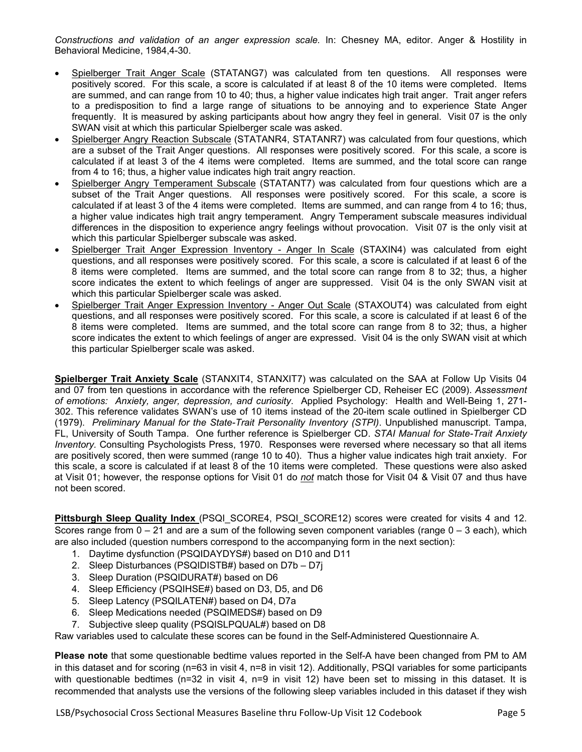*Constructions and validation of an anger expression scale.* In: Chesney MA, editor. Anger & Hostility in Behavioral Medicine, 1984,4-30.

- Spielberger Trait Anger Scale (STATANG7) was calculated from ten questions. All responses were positively scored. For this scale, a score is calculated if at least 8 of the 10 items were completed. Items are summed, and can range from 10 to 40; thus, a higher value indicates high trait anger. Trait anger refers to a predisposition to find a large range of situations to be annoying and to experience State Anger frequently. It is measured by asking participants about how angry they feel in general. Visit 07 is the only SWAN visit at which this particular Spielberger scale was asked.
- Spielberger Angry Reaction Subscale (STATANR4, STATANR7) was calculated from four questions, which are a subset of the Trait Anger questions. All responses were positively scored. For this scale, a score is calculated if at least 3 of the 4 items were completed. Items are summed, and the total score can range from 4 to 16; thus, a higher value indicates high trait angry reaction.
- Spielberger Angry Temperament Subscale (STATANT7) was calculated from four questions which are a subset of the Trait Anger questions. All responses were positively scored. For this scale, a score is calculated if at least 3 of the 4 items were completed. Items are summed, and can range from 4 to 16; thus, a higher value indicates high trait angry temperament. Angry Temperament subscale measures individual differences in the disposition to experience angry feelings without provocation. Visit 07 is the only visit at which this particular Spielberger subscale was asked.
- Spielberger Trait Anger Expression Inventory - Anger In Scale (STAXIN4) was calculated from eight questions, and all responses were positively scored. For this scale, a score is calculated if at least 6 of the 8 items were completed. Items are summed, and the total score can range from 8 to 32; thus, a higher score indicates the extent to which feelings of anger are suppressed. Visit 04 is the only SWAN visit at which this particular Spielberger scale was asked.
- Spielberger Trait Anger Expression Inventory - Anger Out Scale (STAXOUT4) was calculated from eight questions, and all responses were positively scored. For this scale, a score is calculated if at least 6 of the 8 items were completed. Items are summed, and the total score can range from 8 to 32; thus, a higher score indicates the extent to which feelings of anger are expressed. Visit 04 is the only SWAN visit at which this particular Spielberger scale was asked.

**Spielberger Trait Anxiety Scale** (STANXIT4, STANXIT7) was calculated on the SAA at Follow Up Visits 04 and 07 from ten questions in accordance with the reference Spielberger CD, Reheiser EC (2009). *Assessment of emotions: Anxiety, anger, depression, and curiosity*. Applied Psychology: Health and Well-Being 1, 271-302. This reference validates SWAN's use of 10 items instead of the 20-item scale outlined in Spielberger CD (1979). *Preliminary Manual for the State-Trait Personality Inventory (STPI)*. Unpublished manuscript. Tampa, FL, University of South Tampa. One further reference is Spielberger CD. *STAI Manual for State-Trait Anxiety Inventory.* Consulting Psychologists Press, 1970. Responses were reversed where necessary so that all items are positively scored, then were summed (range 10 to 40). Thus a higher value indicates high trait anxiety. For this scale, a score is calculated if at least 8 of the 10 items were completed. These questions were also asked at Visit 01; however, the response options for Visit 01 do ***not*** match those for Visit 04 & Visit 07 and thus have not been scored.

**Pittsburgh Sleep Quality Index** (PSQI_SCORE4, PSQI_SCORE12) scores were created for visits 4 and 12. Scores range from 0 – 21 and are a sum of the following seven component variables (range 0 – 3 each), which are also included (question numbers correspond to the accompanying form in the next section):

1. Daytime dysfunction (PSQIDAYDYS#) based on D10 and D11
2. Sleep Disturbances (PSQIDISTB#) based on D7b – D7j
3. Sleep Duration (PSQIDURAT#) based on D6
4. Sleep Efficiency (PSQIHSE#) based on D3, D5, and D6
5. Sleep Latency (PSQILATEN#) based on D4, D7a
6. Sleep Medications needed (PSQIMEDS#) based on D9
7. Subjective sleep quality (PSQISLPQUAL#) based on D8

Raw variables used to calculate these scores can be found in the Self-Administered Questionnaire A.

**Please note** that some questionable bedtime values reported in the Self-A have been changed from PM to AM in this dataset and for scoring (n=63 in visit 4, n=8 in visit 12). Additionally, PSQI variables for some participants with questionable bedtimes (n=32 in visit 4, n=9 in visit 12) have been set to missing in this dataset. It is recommended that analysts use the versions of the following sleep variables included in this dataset if they wish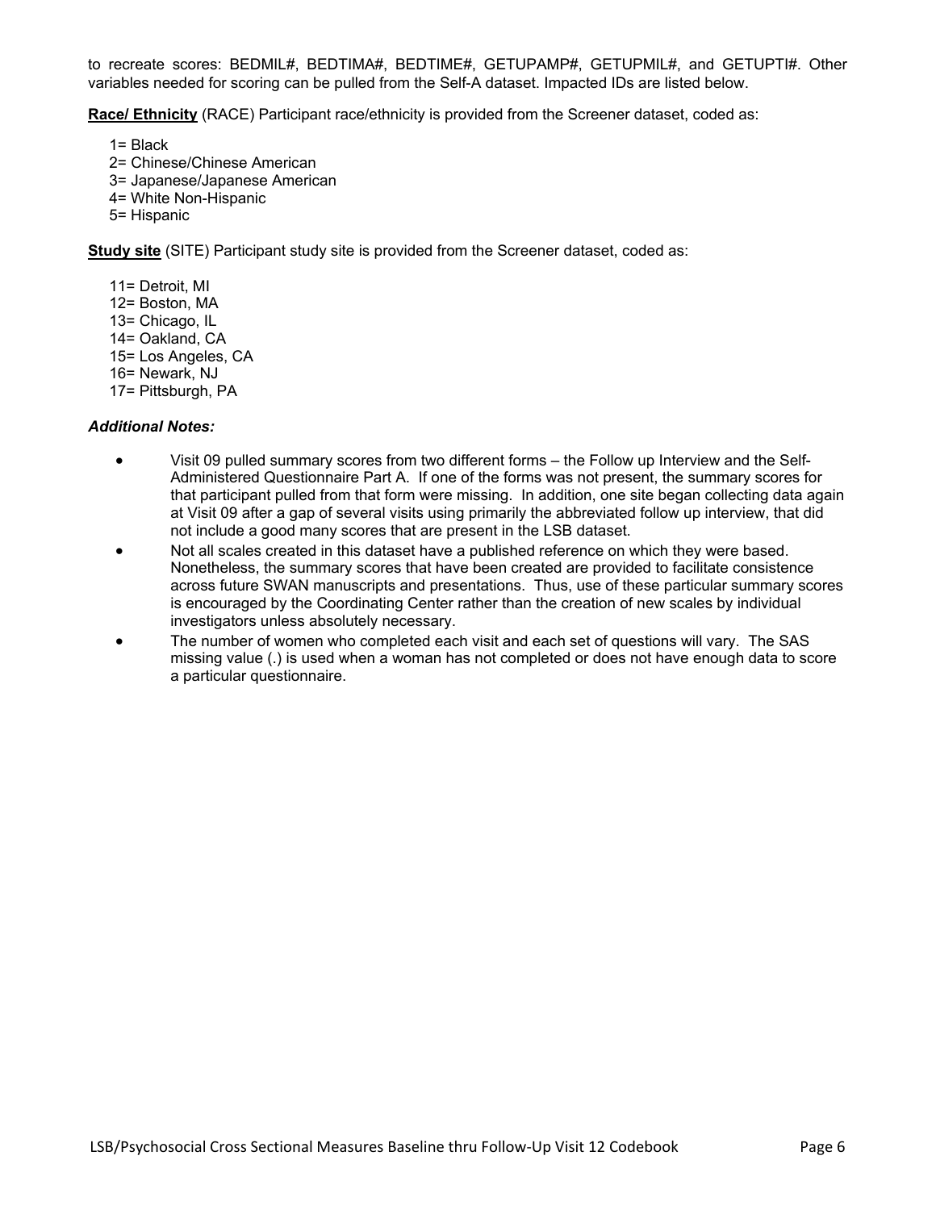to recreate scores: BEDMIL#, BEDTIMA#, BEDTIME#, GETUPAMP#, GETUPMIL#, and GETUPTI#. Other variables needed for scoring can be pulled from the Self-A dataset. Impacted IDs are listed below.

**Race/ Ethnicity** (RACE) Participant race/ethnicity is provided from the Screener dataset, coded as:

1= Black
2= Chinese/Chinese American
3= Japanese/Japanese American
4= White Non-Hispanic
5= Hispanic

**Study site** (SITE) Participant study site is provided from the Screener dataset, coded as:

11= Detroit, MI
12= Boston, MA
13= Chicago, IL
14= Oakland, CA
15= Los Angeles, CA
16= Newark, NJ
17= Pittsburgh, PA

***Additional Notes:***

- Visit 09 pulled summary scores from two different forms – the Follow up Interview and the Self-Administered Questionnaire Part A. If one of the forms was not present, the summary scores for that participant pulled from that form were missing. In addition, one site began collecting data again at Visit 09 after a gap of several visits using primarily the abbreviated follow up interview, that did not include a good many scores that are present in the LSB dataset.
- Not all scales created in this dataset have a published reference on which they were based. Nonetheless, the summary scores that have been created are provided to facilitate consistence across future SWAN manuscripts and presentations. Thus, use of these particular summary scores is encouraged by the Coordinating Center rather than the creation of new scales by individual investigators unless absolutely necessary.
- The number of women who completed each visit and each set of questions will vary. The SAS missing value (.) is used when a woman has not completed or does not have enough data to score a particular questionnaire.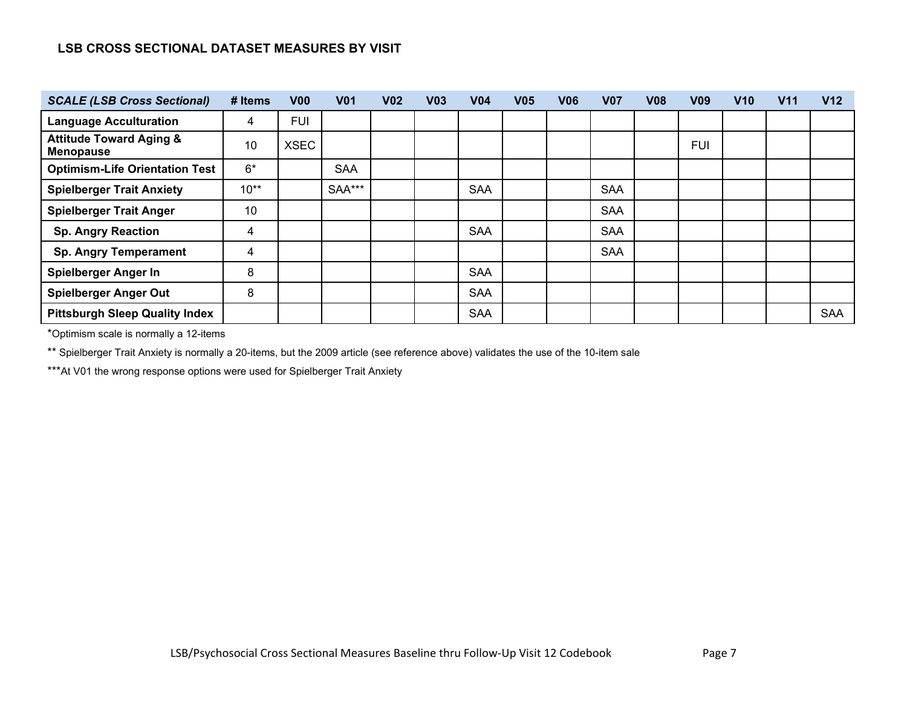### LSB CROSS SECTIONAL DATASET MEASURES BY VISIT

| *SCALE (LSB Cross Sectional)* | # Items | V00 | V01 | V02 | V03 | V04 | V05 | V06 | V07 | V08 | V09 | V10 | V11 | V12 |
|---|---|---|---|---|---|---|---|---|---|---|---|---|---|---|
| **Language Acculturation** | 4 | FUI | | | | | | | | | | | | |
| **Attitude Toward Aging & Menopause** | 10 | XSEC | | | | | | | | | FUI | | | |
| **Optimism-Life Orientation Test** | 6* | | SAA | | | | | | | | | | | |
| **Spielberger Trait Anxiety** | 10** | | SAA*** | | | SAA | | | SAA | | | | | |
| **Spielberger Trait Anger** | 10 | | | | | | | | SAA | | | | | |
| **Sp. Angry Reaction** | 4 | | | | | SAA | | | SAA | | | | | |
| **Sp. Angry Temperament** | 4 | | | | | | | | SAA | | | | | |
| **Spielberger Anger In** | 8 | | | | | SAA | | | | | | | | |
| **Spielberger Anger Out** | 8 | | | | | SAA | | | | | | | | |
| **Pittsburgh Sleep Quality Index** | | | | | | SAA | | | | | | | | SAA |

*Optimism scale is normally a 12-items

** Spielberger Trait Anxiety is normally a 20-items, but the 2009 article (see reference above) validates the use of the 10-item sale

***At V01 the wrong response options were used for Spielberger Trait Anxiety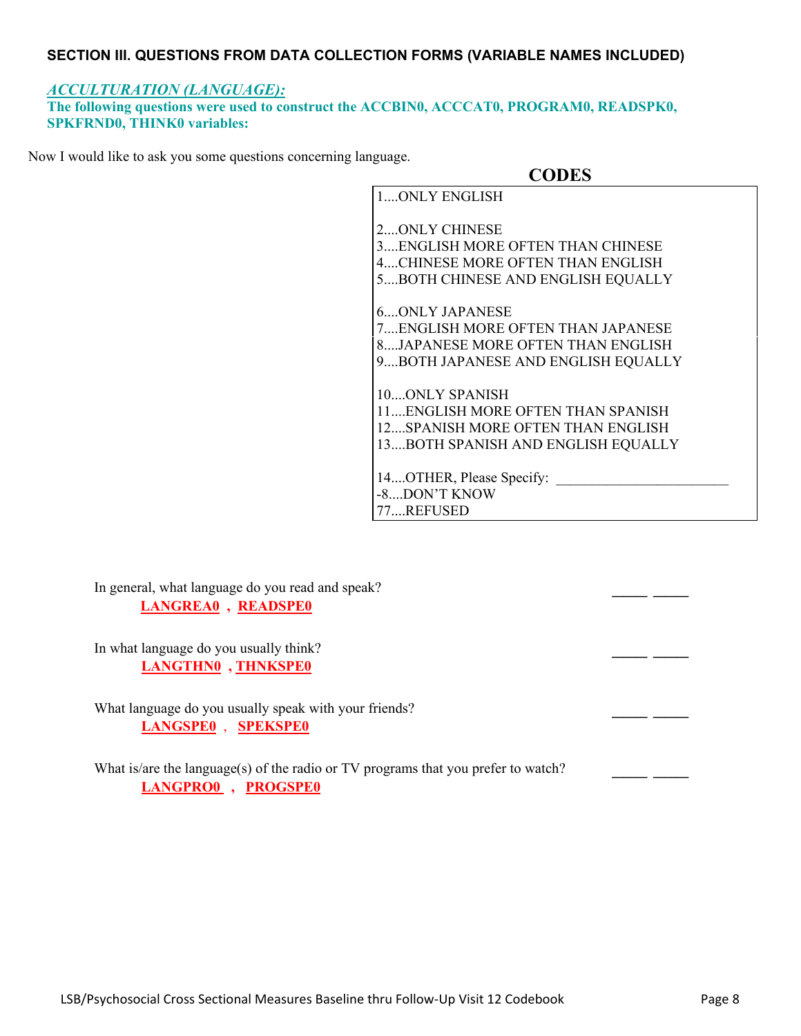## SECTION III. QUESTIONS FROM DATA COLLECTION FORMS (VARIABLE NAMES INCLUDED)

### *ACCULTURATION (LANGUAGE):*

**The following questions were used to construct the ACCBIN0, ACCCAT0, PROGRAM0, READSPK0, SPKFRND0, THINK0 variables:**

Now I would like to ask you some questions concerning language.

**CODES**

1....ONLY ENGLISH

2....ONLY CHINESE
3....ENGLISH MORE OFTEN THAN CHINESE
4....CHINESE MORE OFTEN THAN ENGLISH
5....BOTH CHINESE AND ENGLISH EQUALLY

6....ONLY JAPANESE
7....ENGLISH MORE OFTEN THAN JAPANESE
8....JAPANESE MORE OFTEN THAN ENGLISH
9....BOTH JAPANESE AND ENGLISH EQUALLY

10....ONLY SPANISH
11....ENGLISH MORE OFTEN THAN SPANISH
12....SPANISH MORE OFTEN THAN ENGLISH
13....BOTH SPANISH AND ENGLISH EQUALLY

14....OTHER, Please Specify: ________________________
-8....DON'T KNOW
77....REFUSED

In general, what language do you read and speak? ____ ____
**LANGREA0** , **READSPE0**

In what language do you usually think? ____ ____
**LANGTHN0** , **THNKSPE0**

What language do you usually speak with your friends? ____ ____
**LANGSPE0** , **SPEKSPE0**

What is/are the language(s) of the radio or TV programs that you prefer to watch? ____ ____
**LANGPRO0** , **PROGSPE0**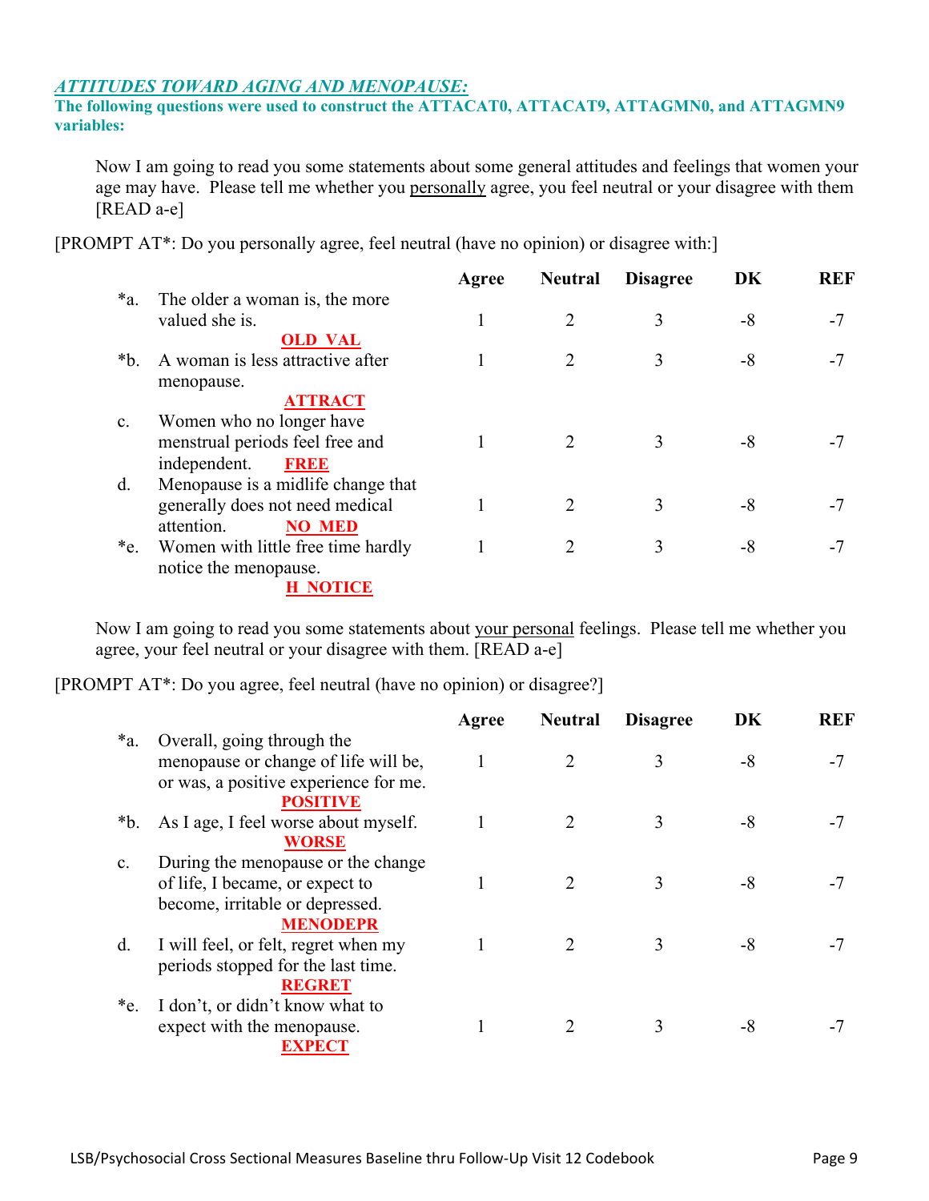## *ATTITUDES TOWARD AGING AND MENOPAUSE:*

**The following questions were used to construct the ATTACAT0, ATTACAT9, ATTAGMN0, and ATTAGMN9 variables:**

Now I am going to read you some statements about some general attitudes and feelings that women your age may have. Please tell me whether you personally agree, you feel neutral or your disagree with them [READ a-e]

[PROMPT AT*: Do you personally agree, feel neutral (have no opinion) or disagree with:]

| | | Agree | Neutral | Disagree | DK | REF |
|---|---|---|---|---|---|---|
| *a. | The older a woman is, the more valued she is. **OLD_VAL** | 1 | 2 | 3 | -8 | -7 |
| *b. | A woman is less attractive after menopause. **ATTRACT** | 1 | 2 | 3 | -8 | -7 |
| c. | Women who no longer have menstrual periods feel free and independent. **FREE** | 1 | 2 | 3 | -8 | -7 |
| d. | Menopause is a midlife change that generally does not need medical attention. **NO_MED** | 1 | 2 | 3 | -8 | -7 |
| *e. | Women with little free time hardly notice the menopause. **H_NOTICE** | 1 | 2 | 3 | -8 | -7 |

Now I am going to read you some statements about your personal feelings. Please tell me whether you agree, your feel neutral or your disagree with them. [READ a-e]

[PROMPT AT*: Do you agree, feel neutral (have no opinion) or disagree?]

| | | Agree | Neutral | Disagree | DK | REF |
|---|---|---|---|---|---|---|
| *a. | Overall, going through the menopause or change of life will be, or was, a positive experience for me. **POSITIVE** | 1 | 2 | 3 | -8 | -7 |
| *b. | As I age, I feel worse about myself. **WORSE** | 1 | 2 | 3 | -8 | -7 |
| c. | During the menopause or the change of life, I became, or expect to become, irritable or depressed. **MENODEPR** | 1 | 2 | 3 | -8 | -7 |
| d. | I will feel, or felt, regret when my periods stopped for the last time. **REGRET** | 1 | 2 | 3 | -8 | -7 |
| *e. | I don't, or didn't know what to expect with the menopause. **EXPECT** | 1 | 2 | 3 | -8 | -7 |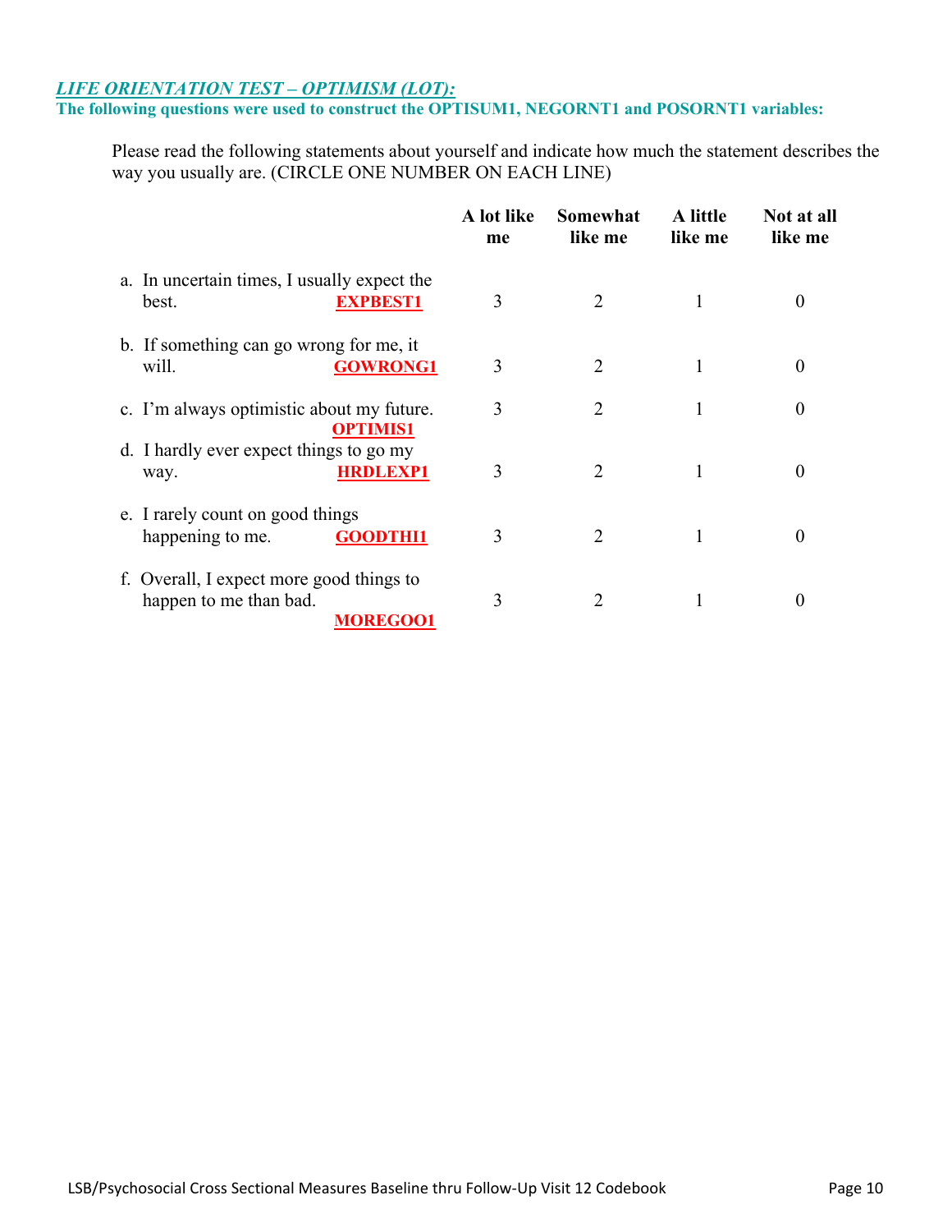***LIFE ORIENTATION TEST – OPTIMISM (LOT):***

**The following questions were used to construct the OPTISUM1, NEGORNT1 and POSORNT1 variables:**

Please read the following statements about yourself and indicate how much the statement describes the way you usually are. (CIRCLE ONE NUMBER ON EACH LINE)

| | A lot like me | Somewhat like me | A little like me | Not at all like me |
|---|---|---|---|---|
| a. In uncertain times, I usually expect the best. **EXPBEST1** | 3 | 2 | 1 | 0 |
| b. If something can go wrong for me, it will. **GOWRONG1** | 3 | 2 | 1 | 0 |
| c. I'm always optimistic about my future. **OPTIMIS1** | 3 | 2 | 1 | 0 |
| d. I hardly ever expect things to go my way. **HRDLEXP1** | 3 | 2 | 1 | 0 |
| e. I rarely count on good things happening to me. **GOODTHI1** | 3 | 2 | 1 | 0 |
| f. Overall, I expect more good things to happen to me than bad. **MOREGOO1** | 3 | 2 | 1 | 0 |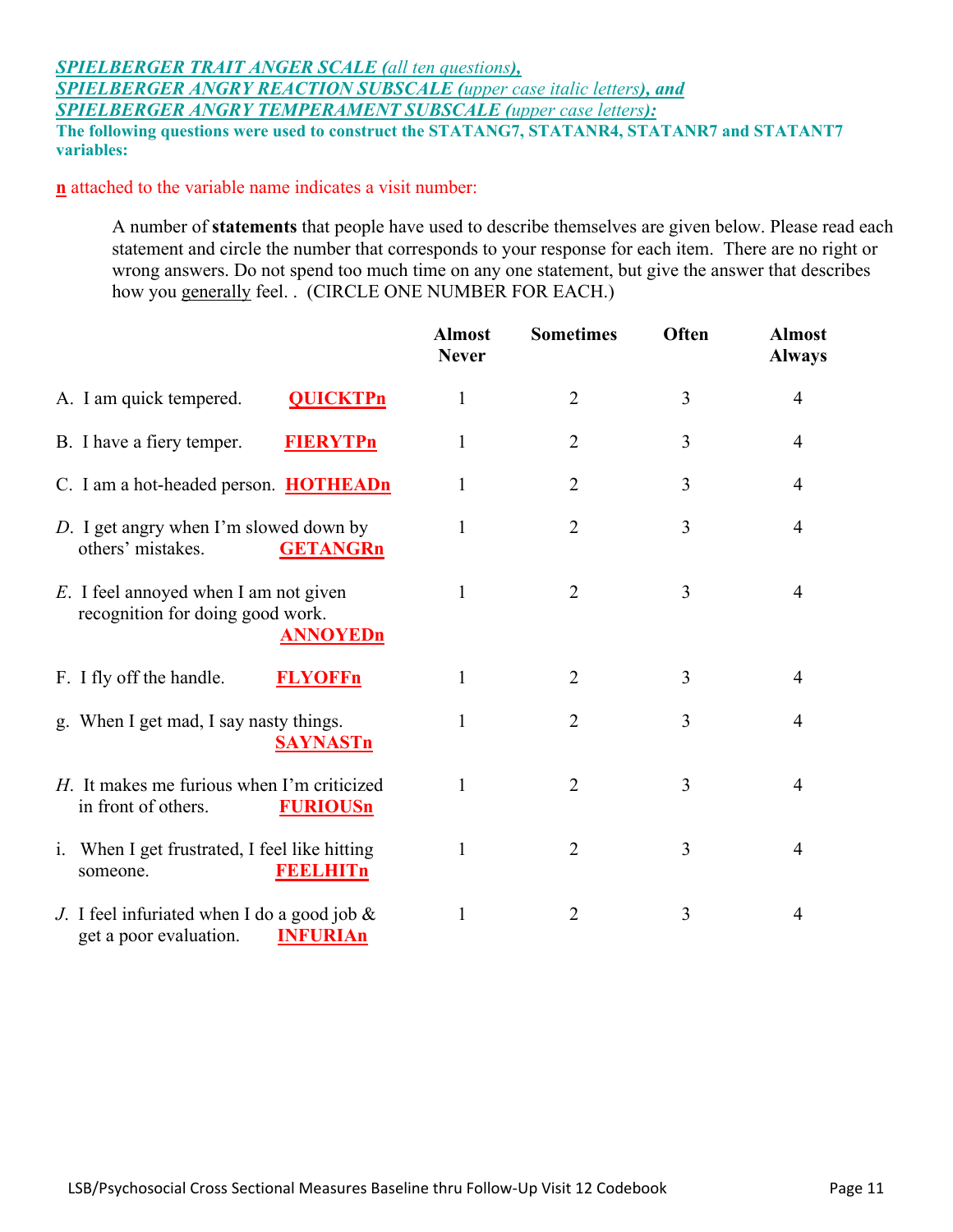***SPIELBERGER TRAIT ANGER SCALE** (all ten questions)*,
***SPIELBERGER ANGRY REACTION SUBSCALE** (upper case italic letters)*, **and**
***SPIELBERGER ANGRY TEMPERAMENT SUBSCALE** (upper case letters)*:
**The following questions were used to construct the STATANG7, STATANR4, STATANR7 and STATANT7 variables:**

**n** attached to the variable name indicates a visit number:

A number of **statements** that people have used to describe themselves are given below. Please read each statement and circle the number that corresponds to your response for each item. There are no right or wrong answers. Do not spend too much time on any one statement, but give the answer that describes how you generally feel. . (CIRCLE ONE NUMBER FOR EACH.)

| | | Almost Never | Sometimes | Often | Almost Always |
|---|---|---|---|---|---|
| A. I am quick tempered. | **QUICKTPn** | 1 | 2 | 3 | 4 |
| B. I have a fiery temper. | **FIERYTPn** | 1 | 2 | 3 | 4 |
| C. I am a hot-headed person. | **HOTHEADn** | 1 | 2 | 3 | 4 |
| *D*. I get angry when I'm slowed down by others' mistakes. | **GETANGRn** | 1 | 2 | 3 | 4 |
| *E*. I feel annoyed when I am not given recognition for doing good work. | **ANNOYEDn** | 1 | 2 | 3 | 4 |
| F. I fly off the handle. | **FLYOFFn** | 1 | 2 | 3 | 4 |
| g. When I get mad, I say nasty things. | **SAYNASTn** | 1 | 2 | 3 | 4 |
| *H*. It makes me furious when I'm criticized in front of others. | **FURIOUSn** | 1 | 2 | 3 | 4 |
| i. When I get frustrated, I feel like hitting someone. | **FEELHITn** | 1 | 2 | 3 | 4 |
| *J*. I feel infuriated when I do a good job & get a poor evaluation. | **INFURIAn** | 1 | 2 | 3 | 4 |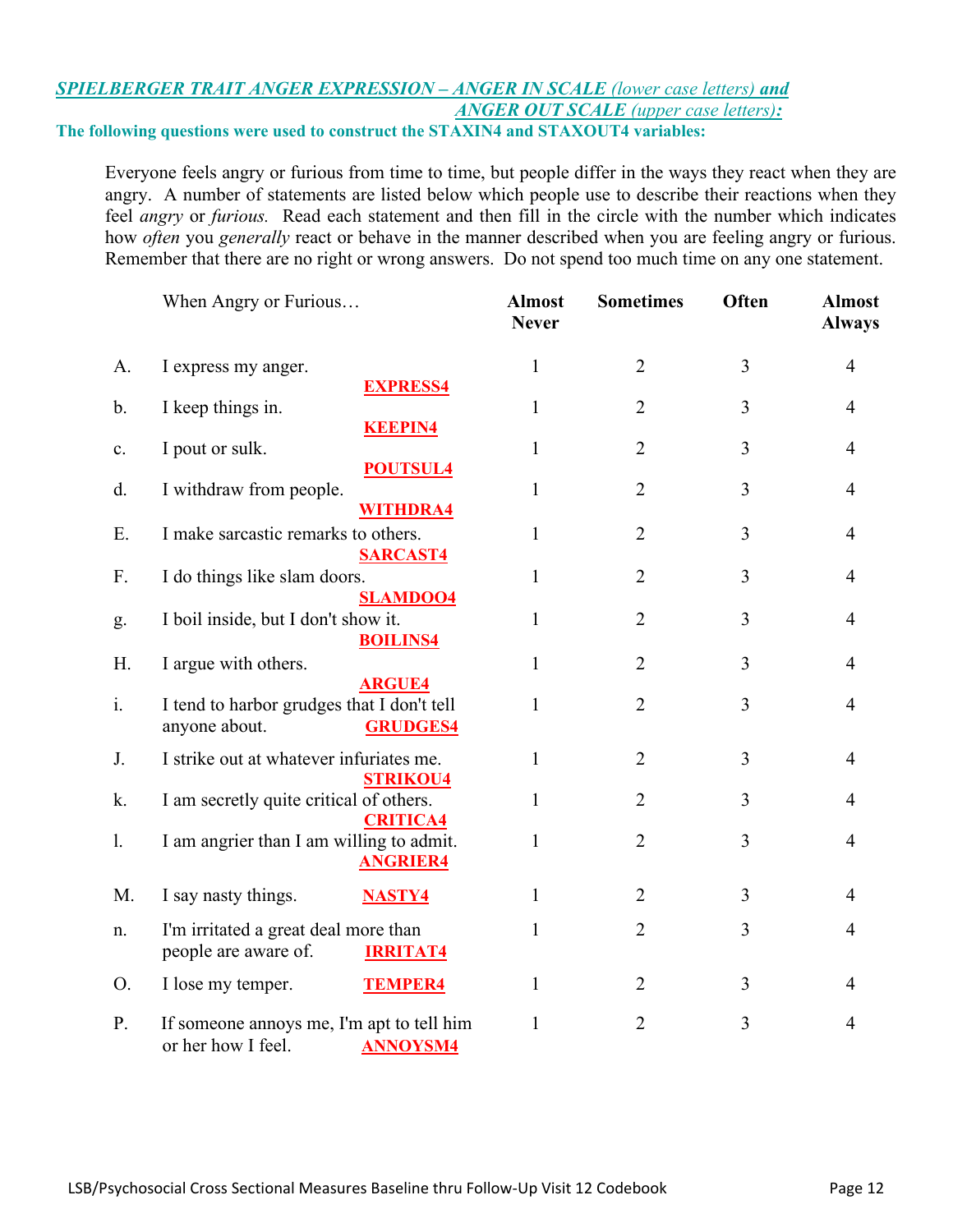***SPIELBERGER TRAIT ANGER EXPRESSION – ANGER IN SCALE** (lower case letters) **and ANGER OUT SCALE** (upper case letters)**:***

**The following questions were used to construct the STAXIN4 and STAXOUT4 variables:**

Everyone feels angry or furious from time to time, but people differ in the ways they react when they are angry. A number of statements are listed below which people use to describe their reactions when they feel *angry* or *furious.* Read each statement and then fill in the circle with the number which indicates how *often* you *generally* react or behave in the manner described when you are feeling angry or furious. Remember that there are no right or wrong answers. Do not spend too much time on any one statement.

| | When Angry or Furious… | Almost Never | Sometimes | Often | Almost Always |
|---|---|---|---|---|---|
| A. | I express my anger. **EXPRESS4** | 1 | 2 | 3 | 4 |
| b. | I keep things in. **KEEPIN4** | 1 | 2 | 3 | 4 |
| c. | I pout or sulk. **POUTSUL4** | 1 | 2 | 3 | 4 |
| d. | I withdraw from people. **WITHDRA4** | 1 | 2 | 3 | 4 |
| E. | I make sarcastic remarks to others. **SARCAST4** | 1 | 2 | 3 | 4 |
| F. | I do things like slam doors. **SLAMDOO4** | 1 | 2 | 3 | 4 |
| g. | I boil inside, but I don't show it. **BOILINS4** | 1 | 2 | 3 | 4 |
| H. | I argue with others. **ARGUE4** | 1 | 2 | 3 | 4 |
| i. | I tend to harbor grudges that I don't tell anyone about. **GRUDGES4** | 1 | 2 | 3 | 4 |
| J. | I strike out at whatever infuriates me. **STRIKOU4** | 1 | 2 | 3 | 4 |
| k. | I am secretly quite critical of others. **CRITICA4** | 1 | 2 | 3 | 4 |
| l. | I am angrier than I am willing to admit. **ANGRIER4** | 1 | 2 | 3 | 4 |
| M. | I say nasty things. **NASTY4** | 1 | 2 | 3 | 4 |
| n. | I'm irritated a great deal more than people are aware of. **IRRITAT4** | 1 | 2 | 3 | 4 |
| O. | I lose my temper. **TEMPER4** | 1 | 2 | 3 | 4 |
| P. | If someone annoys me, I'm apt to tell him or her how I feel. **ANNOYSM4** | 1 | 2 | 3 | 4 |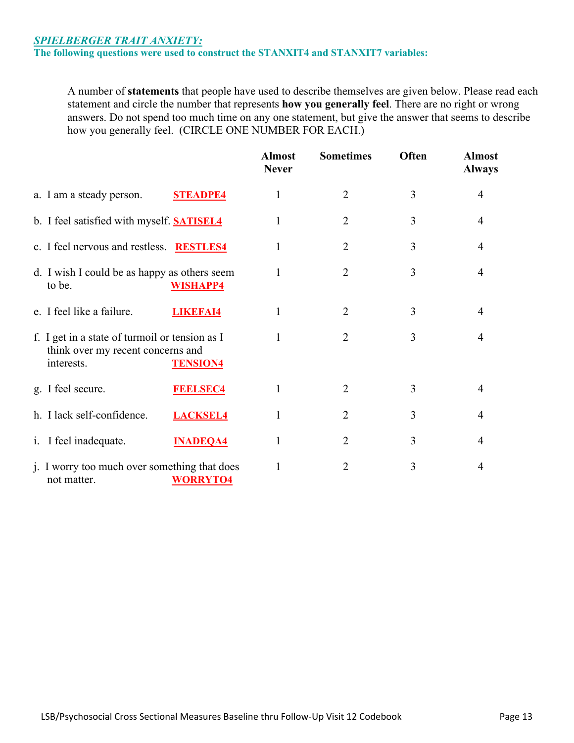***SPIELBERGER TRAIT ANXIETY:***

**The following questions were used to construct the STANXIT4 and STANXIT7 variables:**

A number of **statements** that people have used to describe themselves are given below. Please read each statement and circle the number that represents **how you generally feel**. There are no right or wrong answers. Do not spend too much time on any one statement, but give the answer that seems to describe how you generally feel. (CIRCLE ONE NUMBER FOR EACH.)

| | Almost Never | Sometimes | Often | Almost Always |
|---|---|---|---|---|
| a. I am a steady person. **STEADPE4** | 1 | 2 | 3 | 4 |
| b. I feel satisfied with myself. **SATISEL4** | 1 | 2 | 3 | 4 |
| c. I feel nervous and restless. **RESTLES4** | 1 | 2 | 3 | 4 |
| d. I wish I could be as happy as others seem to be. **WISHAPP4** | 1 | 2 | 3 | 4 |
| e. I feel like a failure. **LIKEFAI4** | 1 | 2 | 3 | 4 |
| f. I get in a state of turmoil or tension as I think over my recent concerns and interests. **TENSION4** | 1 | 2 | 3 | 4 |
| g. I feel secure. **FEELSEC4** | 1 | 2 | 3 | 4 |
| h. I lack self-confidence. **LACKSEL4** | 1 | 2 | 3 | 4 |
| i. I feel inadequate. **INADEQA4** | 1 | 2 | 3 | 4 |
| j. I worry too much over something that does not matter. **WORRYTO4** | 1 | 2 | 3 | 4 |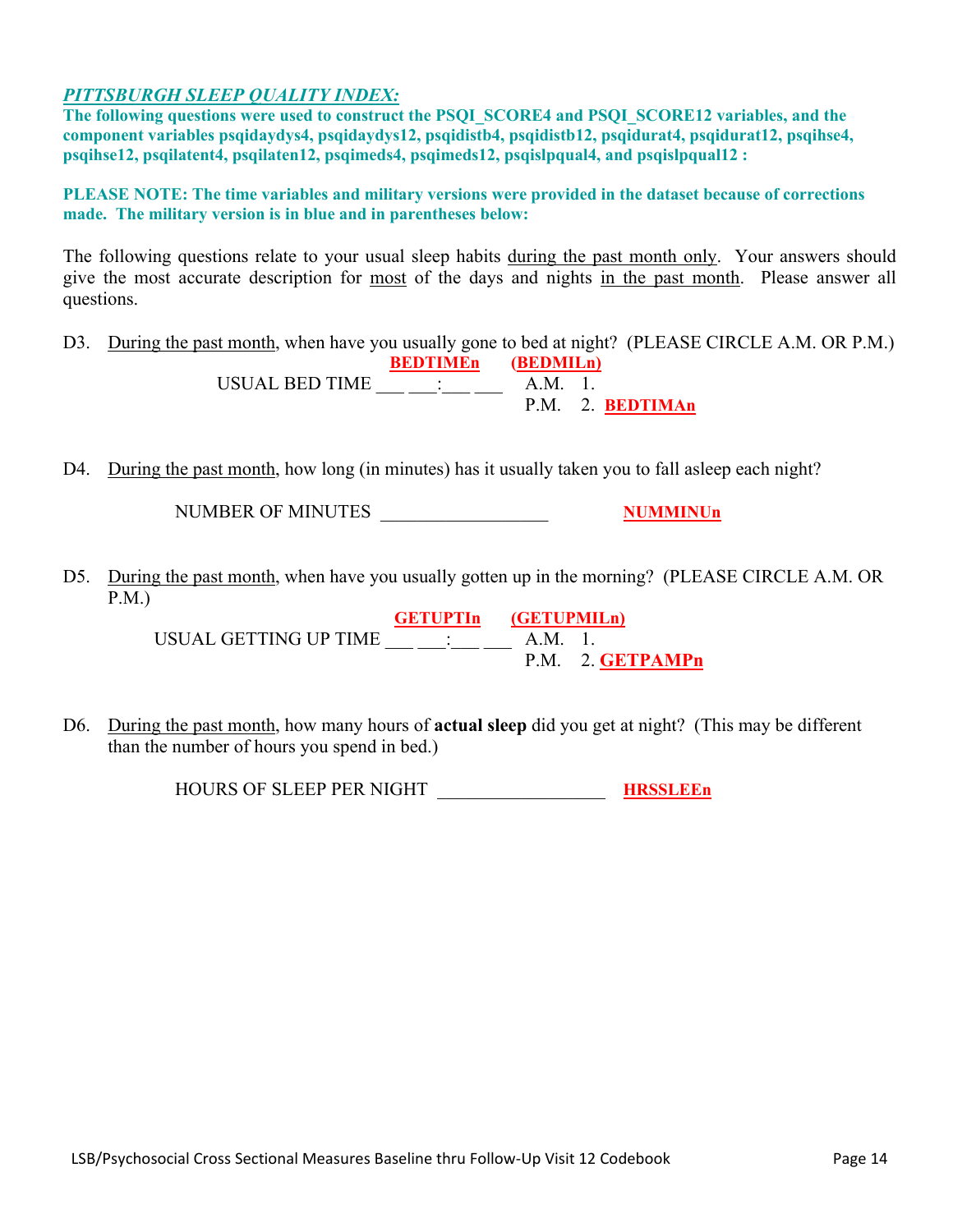***PITTSBURGH SLEEP QUALITY INDEX:***

**The following questions were used to construct the PSQI_SCORE4 and PSQI_SCORE12 variables, and the component variables psqidaydys4, psqidaydys12, psqidistb4, psqidistb12, psqidurat4, psqidurat12, psqihse4, psqihse12, psqilatent4, psqilaten12, psqimeds4, psqimeds12, psqislpqual4, and psqislpqual12 :**

**PLEASE NOTE: The time variables and military versions were provided in the dataset because of corrections made. The military version is in blue and in parentheses below:**

The following questions relate to your usual sleep habits during the past month only. Your answers should give the most accurate description for most of the days and nights in the past month. Please answer all questions.

D3. During the past month, when have you usually gone to bed at night? (PLEASE CIRCLE A.M. OR P.M.)

**BEDTIMEn** **(BEDMILn)**

USUAL BED TIME ___ ___:___ ___ A.M. 1.
P.M. 2. **BEDTIMAn**

D4. During the past month, how long (in minutes) has it usually taken you to fall asleep each night?

NUMBER OF MINUTES __________________ **NUMMINUn**

D5. During the past month, when have you usually gotten up in the morning? (PLEASE CIRCLE A.M. OR P.M.)

**GETUPTIn** **(GETUPMILn)**

USUAL GETTING UP TIME ___ ___:___ ___ A.M. 1.
P.M. 2. **GETPAMPn**

D6. During the past month, how many hours of **actual sleep** did you get at night? (This may be different than the number of hours you spend in bed.)

HOURS OF SLEEP PER NIGHT __________________ **HRSSLEEn**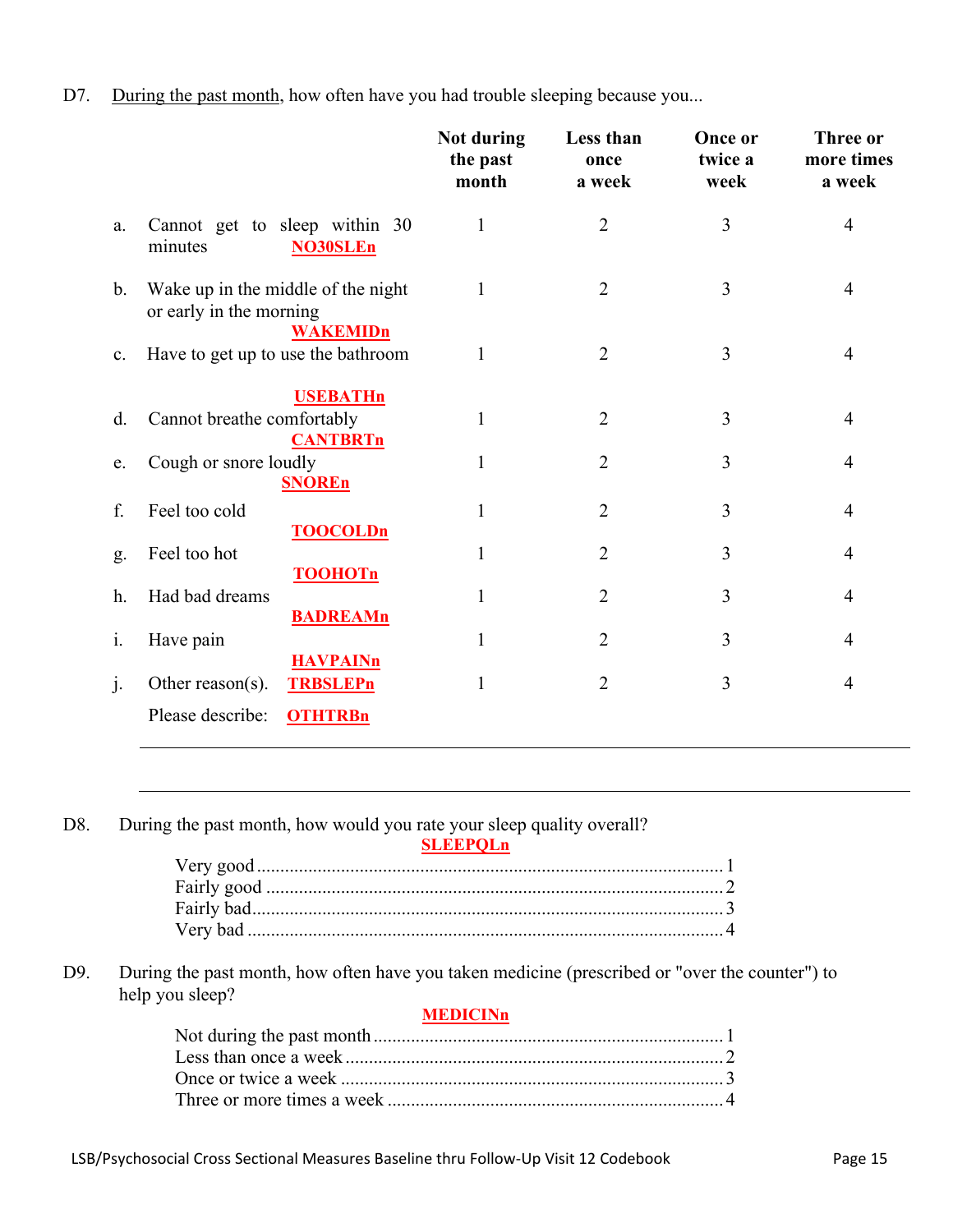D7. <u>During the past month</u>, how often have you had trouble sleeping because you...

| | Not during the past month | Less than once a week | Once or twice a week | Three or more times a week |
|---|---|---|---|---|
| a. Cannot get to sleep within 30 minutes **NO30SLEn** | 1 | 2 | 3 | 4 |
| b. Wake up in the middle of the night or early in the morning **WAKEMIDn** | 1 | 2 | 3 | 4 |
| c. Have to get up to use the bathroom **USEBATHn** | 1 | 2 | 3 | 4 |
| d. Cannot breathe comfortably **CANTBRTn** | 1 | 2 | 3 | 4 |
| e. Cough or snore loudly **SNOREn** | 1 | 2 | 3 | 4 |
| f. Feel too cold **TOOCOLDn** | 1 | 2 | 3 | 4 |
| g. Feel too hot **TOOHOTn** | 1 | 2 | 3 | 4 |
| h. Had bad dreams **BADREAMn** | 1 | 2 | 3 | 4 |
| i. Have pain **HAVPAINn** | 1 | 2 | 3 | 4 |
| j. Other reason(s). **TRBSLEPn** | 1 | 2 | 3 | 4 |

Please describe: **OTHTRBn**

______________________________________________________________________

______________________________________________________________________

D8. During the past month, how would you rate your sleep quality overall?

**SLEEPQLn**

- Very good ........................................ 1
- Fairly good ........................................ 2
- Fairly bad ........................................ 3
- Very bad ........................................ 4

D9. During the past month, how often have you taken medicine (prescribed or "over the counter") to help you sleep?

**MEDICINn**

- Not during the past month ........................................ 1
- Less than once a week ........................................ 2
- Once or twice a week ........................................ 3
- Three or more times a week ........................................ 4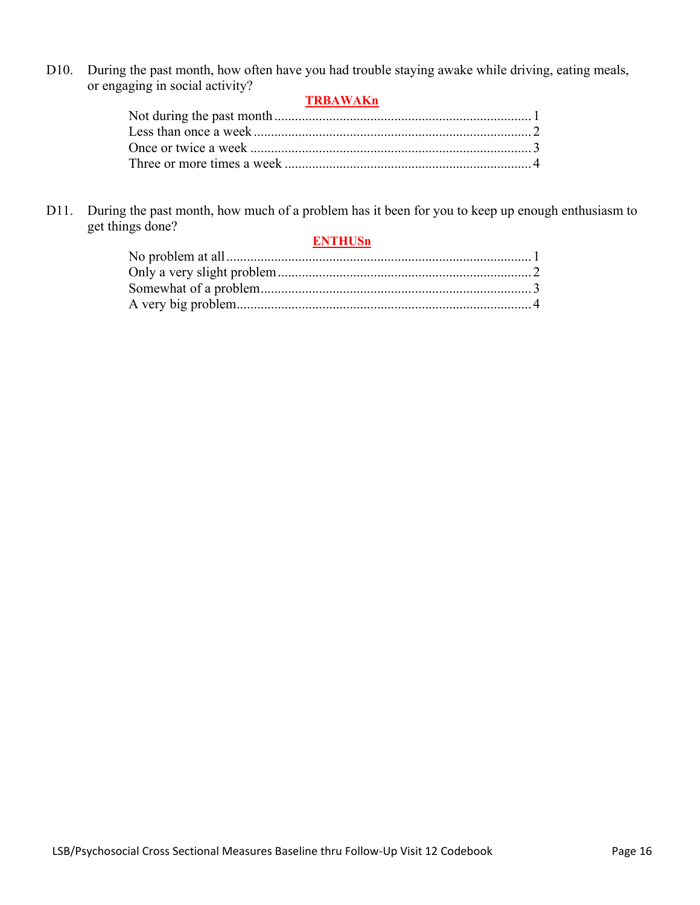D10. During the past month, how often have you had trouble staying awake while driving, eating meals, or engaging in social activity?

**TRBAWAKn**

| Response | Code |
|---|---|
| Not during the past month | 1 |
| Less than once a week | 2 |
| Once or twice a week | 3 |
| Three or more times a week | 4 |

D11. During the past month, how much of a problem has it been for you to keep up enough enthusiasm to get things done?

**ENTHUSn**

| Response | Code |
|---|---|
| No problem at all | 1 |
| Only a very slight problem | 2 |
| Somewhat of a problem | 3 |
| A very big problem | 4 |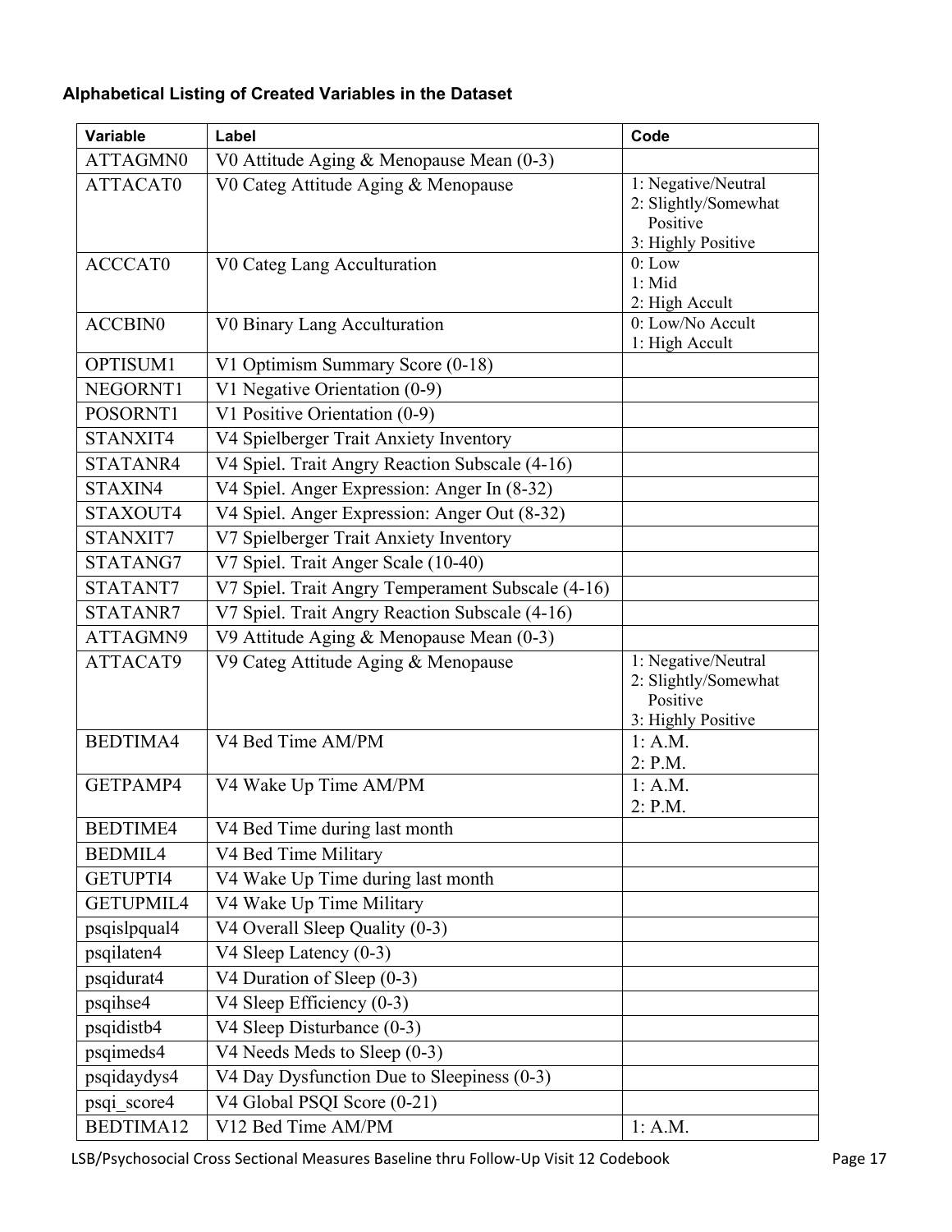**Alphabetical Listing of Created Variables in the Dataset**

| Variable | Label | Code |
|---|---|---|
| ATTAGMN0 | V0 Attitude Aging & Menopause Mean (0-3) | |
| ATTACAT0 | V0 Categ Attitude Aging & Menopause | 1: Negative/Neutral<br>2: Slightly/Somewhat Positive<br>3: Highly Positive |
| ACCCAT0 | V0 Categ Lang Acculturation | 0: Low<br>1: Mid<br>2: High Accult |
| ACCBIN0 | V0 Binary Lang Acculturation | 0: Low/No Accult<br>1: High Accult |
| OPTISUM1 | V1 Optimism Summary Score (0-18) | |
| NEGORNT1 | V1 Negative Orientation (0-9) | |
| POSORNT1 | V1 Positive Orientation (0-9) | |
| STANXIT4 | V4 Spielberger Trait Anxiety Inventory | |
| STATANR4 | V4 Spiel. Trait Angry Reaction Subscale (4-16) | |
| STAXIN4 | V4 Spiel. Anger Expression: Anger In (8-32) | |
| STAXOUT4 | V4 Spiel. Anger Expression: Anger Out (8-32) | |
| STANXIT7 | V7 Spielberger Trait Anxiety Inventory | |
| STATANG7 | V7 Spiel. Trait Anger Scale (10-40) | |
| STATANT7 | V7 Spiel. Trait Angry Temperament Subscale (4-16) | |
| STATANR7 | V7 Spiel. Trait Angry Reaction Subscale (4-16) | |
| ATTAGMN9 | V9 Attitude Aging & Menopause Mean (0-3) | |
| ATTACAT9 | V9 Categ Attitude Aging & Menopause | 1: Negative/Neutral<br>2: Slightly/Somewhat Positive<br>3: Highly Positive |
| BEDTIMA4 | V4 Bed Time AM/PM | 1: A.M.<br>2: P.M. |
| GETPAMP4 | V4 Wake Up Time AM/PM | 1: A.M.<br>2: P.M. |
| BEDTIME4 | V4 Bed Time during last month | |
| BEDMIL4 | V4 Bed Time Military | |
| GETUPTI4 | V4 Wake Up Time during last month | |
| GETUPMIL4 | V4 Wake Up Time Military | |
| psqislpqual4 | V4 Overall Sleep Quality (0-3) | |
| psqilaten4 | V4 Sleep Latency (0-3) | |
| psqidurat4 | V4 Duration of Sleep (0-3) | |
| psqihse4 | V4 Sleep Efficiency (0-3) | |
| psqidistb4 | V4 Sleep Disturbance (0-3) | |
| psqimeds4 | V4 Needs Meds to Sleep (0-3) | |
| psqidaydys4 | V4 Day Dysfunction Due to Sleepiness (0-3) | |
| psqi_score4 | V4 Global PSQI Score (0-21) | |
| BEDTIMA12 | V12 Bed Time AM/PM | 1: A.M. |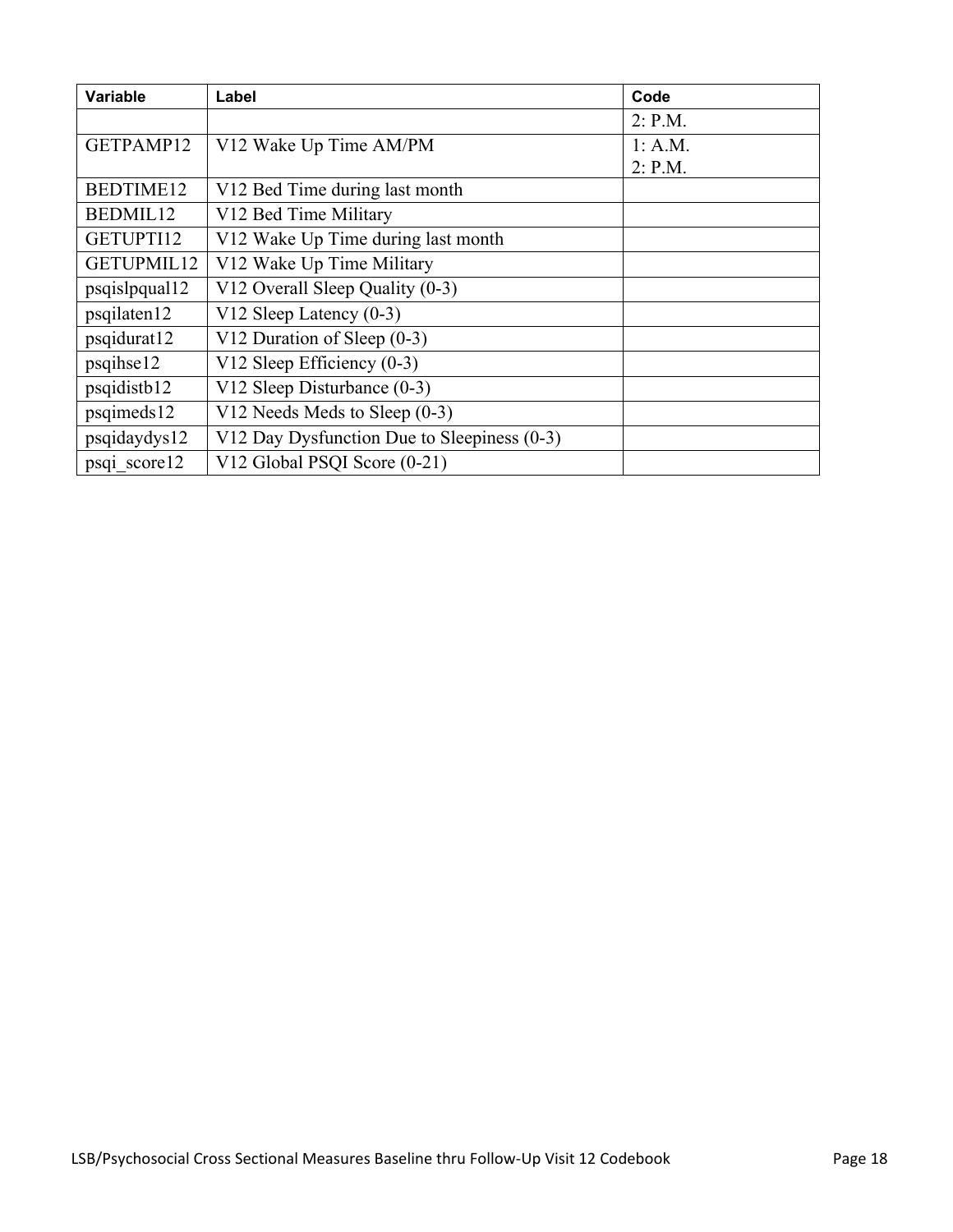| Variable | Label | Code |
|---|---|---|
| | | 2: P.M. |
| GETPAMP12 | V12 Wake Up Time AM/PM | 1: A.M.<br>2: P.M. |
| BEDTIME12 | V12 Bed Time during last month | |
| BEDMIL12 | V12 Bed Time Military | |
| GETUPTI12 | V12 Wake Up Time during last month | |
| GETUPMIL12 | V12 Wake Up Time Military | |
| psqislpqual12 | V12 Overall Sleep Quality (0-3) | |
| psqilaten12 | V12 Sleep Latency (0-3) | |
| psqidurat12 | V12 Duration of Sleep (0-3) | |
| psqihse12 | V12 Sleep Efficiency (0-3) | |
| psqidistb12 | V12 Sleep Disturbance (0-3) | |
| psqimeds12 | V12 Needs Meds to Sleep (0-3) | |
| psqidaydys12 | V12 Day Dysfunction Due to Sleepiness (0-3) | |
| psqi_score12 | V12 Global PSQI Score (0-21) | |